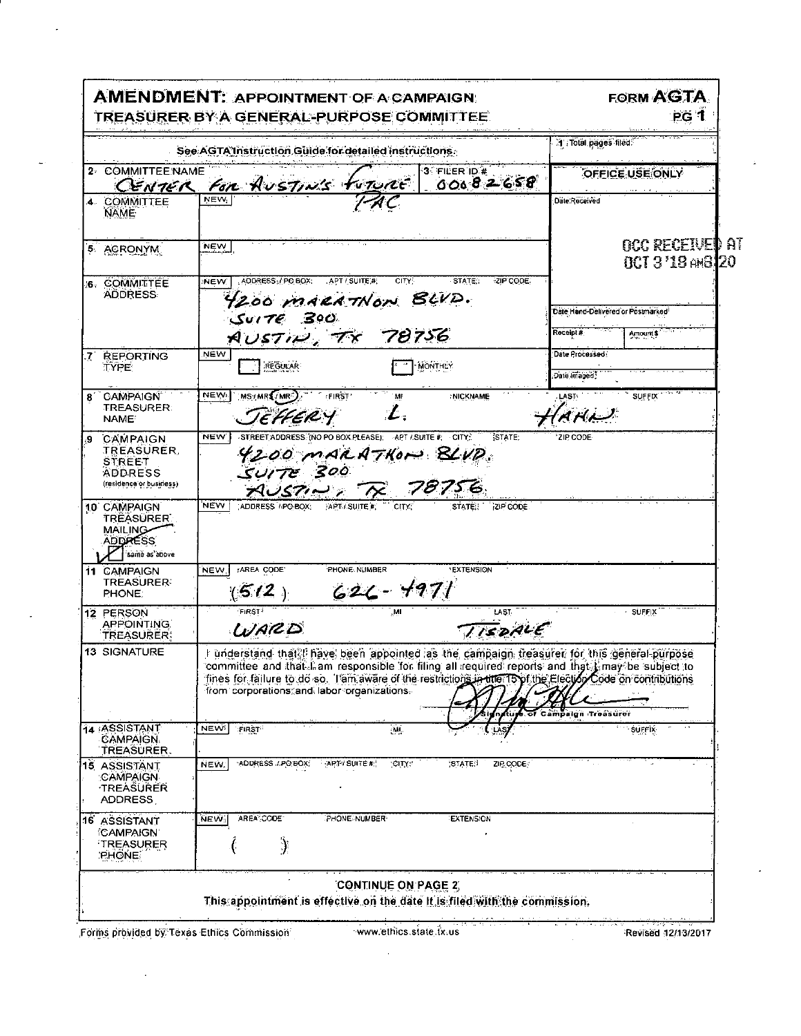# AMENDMENT: APPOINTMENT OF A CAMPAIGN TREASURER BY A GENERAL-PURPOSE COMMITTEE

**FORM AGTA**
**PG 1**

See AGTA Instruction Guide for detailed instructions.

| Field | Content | Office Use |
|---|---|---|
| 1 Total pages filed: | | |
| 2 COMMITTEE NAME | CENTER FOR AUSTIN'S FUTURE PAC | OFFICE USE ONLY |
| 3 FILER ID # | 00082658 | Date Received |
| 4 COMMITTEE NAME | NEW | OCC RECEIVED AT OCT 3 '18 AM8:20 |
| 5 ACRONYM | NEW | |
| 6 COMMITTEE ADDRESS | NEW — ADDRESS / PO BOX; APT / SUITE #; CITY; STATE; ZIP CODE: 4200 MARATHON BLVD. SUITE 300 AUSTIN, TX 78756 | Date Hand-Delivered or Postmarked; Receipt #; Amount $ |
| 7 REPORTING TYPE | NEW — ☐ REGULAR ☐ MONTHLY | Date Processed; Date Imaged |
| 8 CAMPAIGN TREASURER NAME | NEW — MS / MRS / (MR) — FIRST: JEFFERY — MI: L. — NICKNAME: — LAST: HAHN — SUFFIX: | |
| 9 CAMPAIGN TREASURER STREET ADDRESS (residence or business) | NEW — STREET ADDRESS (NO PO BOX PLEASE); APT / SUITE #; CITY; STATE; ZIP CODE: 4200 MARATHON BLVD. SUITE 300 AUSTIN, TX 78756 | |
| 10 CAMPAIGN TREASURER MAILING ADDRESS | NEW — ADDRESS / PO BOX; APT / SUITE #; CITY; STATE; ZIP CODE — ☑ same as above | |
| 11 CAMPAIGN TREASURER PHONE | NEW — AREA CODE: (512) PHONE NUMBER: 626-4971 EXTENSION: | |
| 12 PERSON APPOINTING TREASURER | FIRST: WARD — MI: — LAST: TISDALE — SUFFIX: | |
| 13 SIGNATURE | I understand that I have been appointed as the campaign treasurer for this general-purpose committee and that I am responsible for filing all required reports and that I may be subject to fines for failure to do so. I am aware of the restrictions in title 15 of the Election Code on contributions from corporations and labor organizations. [Signature] Signature of Campaign Treasurer | |
| 14 ASSISTANT CAMPAIGN TREASURER | NEW — FIRST; MI; LAST; SUFFIX | |
| 15 ASSISTANT CAMPAIGN TREASURER ADDRESS | NEW — ADDRESS / PO BOX; APT / SUITE #; CITY; STATE; ZIP CODE | |
| 16 ASSISTANT CAMPAIGN TREASURER PHONE | NEW — AREA CODE ( ) PHONE NUMBER; EXTENSION | |

**CONTINUE ON PAGE 2**

This appointment is effective on the date it is filed with the commission.

Forms provided by Texas Ethics Commission — www.ethics.state.tx.us — Revised 12/13/2017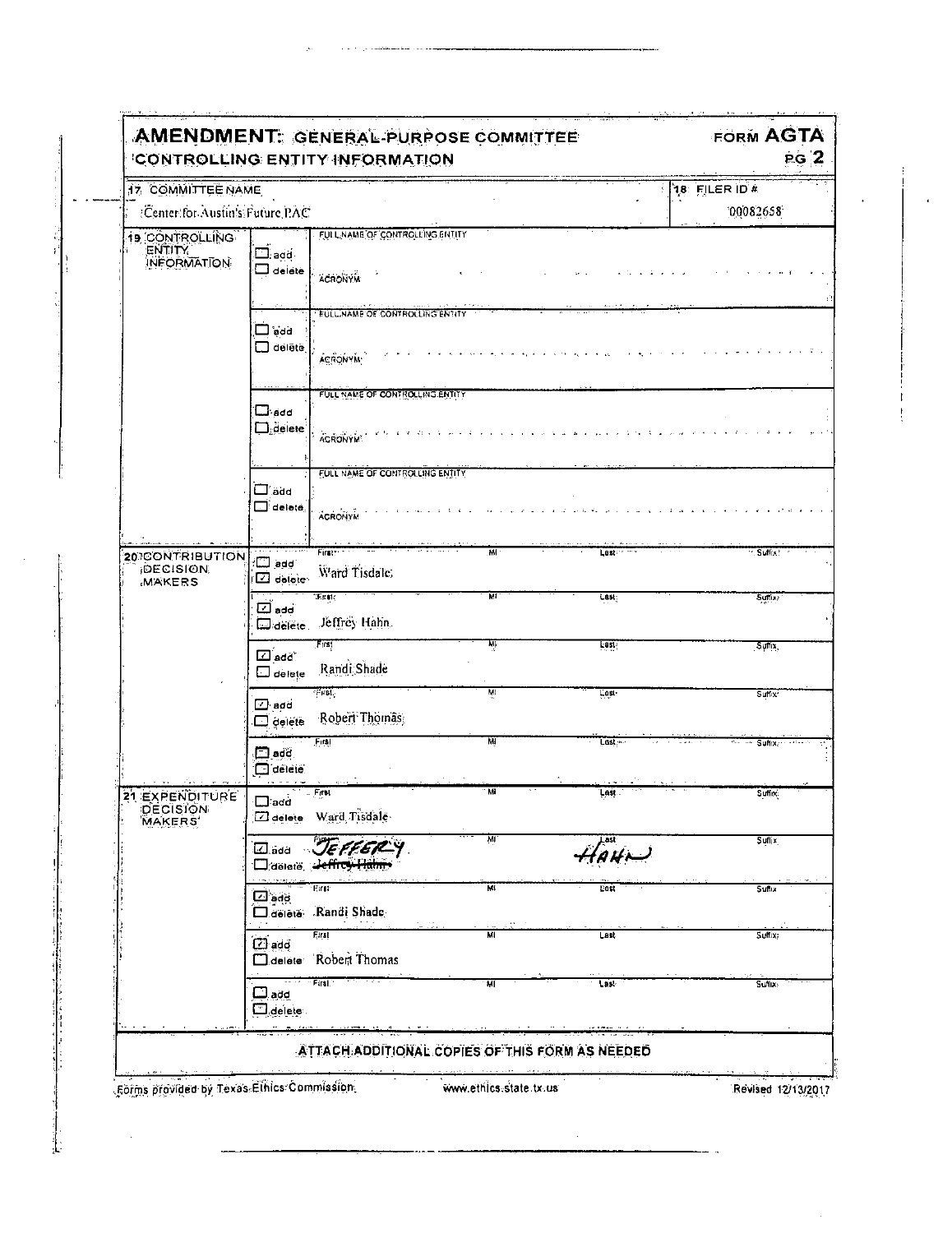# AMENDMENT: GENERAL-PURPOSE COMMITTEE CONTROLLING ENTITY INFORMATION

**FORM AGTA**

**PG 2**

| 17 COMMITTEE NAME | 18 FILER ID # |
|---|---|
| Center for Austin's Future PAC | 00082658 |

## 19 CONTROLLING ENTITY INFORMATION

| add/delete | FULL NAME OF CONTROLLING ENTITY | ACRONYM |
|---|---|---|
| ☐ add ☐ delete | | |
| ☐ add ☐ delete | | |
| ☐ add ☐ delete | | |
| ☐ add ☐ delete | | |

## 20 CONTRIBUTION DECISION MAKERS

| add/delete | First | MI | Last | Suffix |
|---|---|---|---|---|
| ☐ add ☑ delete | Ward Tisdale | | | |
| ☑ add ☐ delete | Jeffrey Hahn | | | |
| ☑ add ☐ delete | Randi Shade | | | |
| ☑ add ☐ delete | Robert Thomas | | | |
| ☐ add ☐ delete | | | | |

## 21 EXPENDITURE DECISION MAKERS

| add/delete | First | MI | Last | Suffix |
|---|---|---|---|---|
| ☐ add ☑ delete | Ward Tisdale | | | |
| ☑ add ☐ delete | JEFFERY ~~Jeffrey Hahn~~ | | HAHN | |
| ☑ add ☐ delete | Randi Shade | | | |
| ☑ add ☐ delete | Robert Thomas | | | |
| ☐ add ☐ delete | | | | |

ATTACH ADDITIONAL COPIES OF THIS FORM AS NEEDED

Forms provided by Texas Ethics Commission www.ethics.state.tx.us Revised 12/13/2017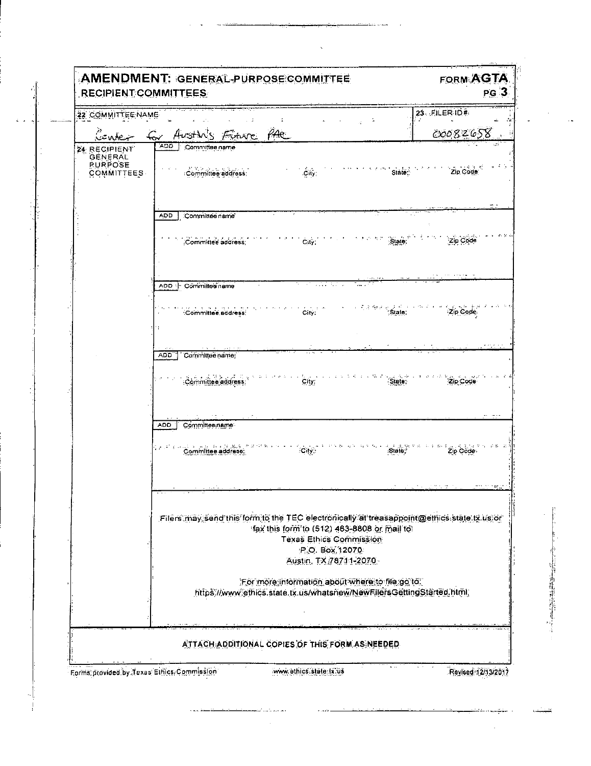# AMENDMENT: GENERAL-PURPOSE COMMITTEE

**FORM AGTA**

RECIPIENT COMMITTEES

PG 3

| | |
|---|---|
| 22 COMMITTEE NAME | 23 FILER ID# |
| Center for Austin's Future PAC | 00082658 |

**24 RECIPIENT GENERAL PURPOSE COMMITTEES**

ADD Committee name

Committee address: City: State: Zip Code

ADD Committee name

Committee address: City: State: Zip Code

ADD Committee name

Committee address: City: State: Zip Code

ADD Committee name

Committee address: City: State: Zip Code

ADD Committee name

Committee address: City: State: Zip Code

Filers may send this form to the TEC electronically at treasappoint@ethics.state.tx.us or fax this form to (512) 463-8808 or mail to:

Texas Ethics Commission
P.O. Box 12070
Austin, TX 78711-2070

For more information about where to file go to:
https://www.ethics.state.tx.us/whatsnew/NewFilersGettingStarted.html

ATTACH ADDITIONAL COPIES OF THIS FORM AS NEEDED

Forms provided by Texas Ethics Commission www.ethics.state.tx.us Revised 12/13/2017